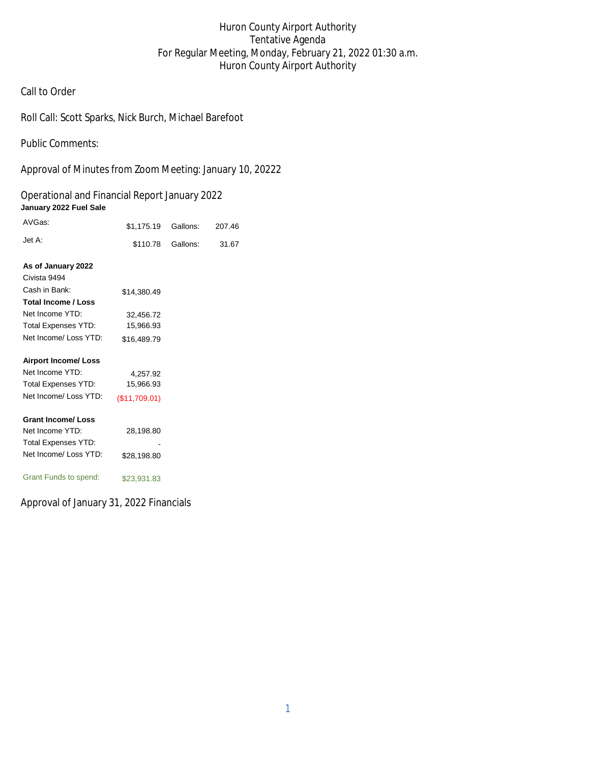# Huron County Airport Authority
## Tentative Agenda
## For Regular Meeting, Monday, February 21, 2022 01:30 a.m.
## Huron County Airport Authority

Call to Order

Roll Call: Scott Sparks, Nick Burch, Michael Barefoot

Public Comments:

Approval of Minutes from Zoom Meeting: January 10, 20222

Operational and Financial Report January 2022

**January 2022 Fuel Sale**

| | | | |
|---|---|---|---|
| AVGas: | $1,175.19 | Gallons: | 207.46 |
| Jet A: | $110.78 | Gallons: | 31.67 |

| | |
|---|---|
| **As of January 2022** | |
| Civista 9494 | |
| Cash in Bank: | $14,380.49 |
| **Total Income / Loss** | |
| Net Income YTD: | 32,456.72 |
| Total Expenses YTD: | 15,966.93 |
| Net Income/ Loss YTD: | $16,489.79 |
| | |
| **Airport Income/ Loss** | |
| Net Income YTD: | 4,257.92 |
| Total Expenses YTD: | 15,966.93 |
| Net Income/ Loss YTD: | ($11,709.01) |
| | |
| **Grant Income/ Loss** | |
| Net Income YTD: | 28,198.80 |
| Total Expenses YTD: | - |
| Net Income/ Loss YTD: | $28,198.80 |
| | |
| Grant Funds to spend: | $23,931.83 |

Approval of January 31, 2022 Financials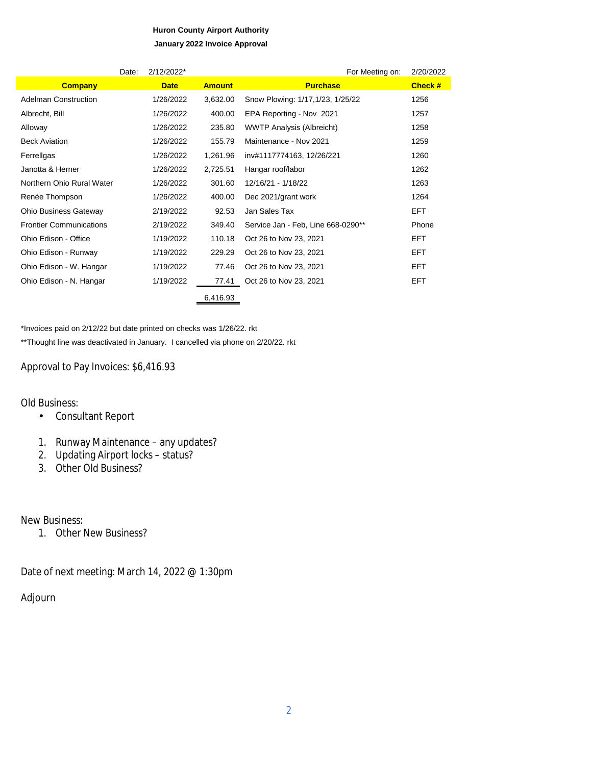**Huron County Airport Authority**

**January 2022 Invoice Approval**

Date: 2/12/2022* For Meeting on: 2/20/2022

| Company | Date | Amount | Purchase | Check # |
|---|---|---|---|---|
| Adelman Construction | 1/26/2022 | 3,632.00 | Snow Plowing: 1/17,1/23, 1/25/22 | 1256 |
| Albrecht, Bill | 1/26/2022 | 400.00 | EPA Reporting - Nov 2021 | 1257 |
| Alloway | 1/26/2022 | 235.80 | WWTP Analysis (Albreicht) | 1258 |
| Beck Aviation | 1/26/2022 | 155.79 | Maintenance - Nov 2021 | 1259 |
| Ferrellgas | 1/26/2022 | 1,261.96 | inv#1117774163, 12/26/221 | 1260 |
| Janotta & Herner | 1/26/2022 | 2,725.51 | Hangar roof/labor | 1262 |
| Northern Ohio Rural Water | 1/26/2022 | 301.60 | 12/16/21 - 1/18/22 | 1263 |
| Renée Thompson | 1/26/2022 | 400.00 | Dec 2021/grant work | 1264 |
| Ohio Business Gateway | 2/19/2022 | 92.53 | Jan Sales Tax | EFT |
| Frontier Communications | 2/19/2022 | 349.40 | Service Jan - Feb, Line 668-0290** | Phone |
| Ohio Edison - Office | 1/19/2022 | 110.18 | Oct 26 to Nov 23, 2021 | EFT |
| Ohio Edison - Runway | 1/19/2022 | 229.29 | Oct 26 to Nov 23, 2021 | EFT |
| Ohio Edison - W. Hangar | 1/19/2022 | 77.46 | Oct 26 to Nov 23, 2021 | EFT |
| Ohio Edison - N. Hangar | 1/19/2022 | 77.41 | Oct 26 to Nov 23, 2021 | EFT |
| | | 6,416.93 | | |

*Invoices paid on 2/12/22 but date printed on checks was 1/26/22. rkt

**Thought line was deactivated in January. I cancelled via phone on 2/20/22. rkt

Approval to Pay Invoices: $6,416.93

Old Business:

- Consultant Report

1. Runway Maintenance – any updates?
2. Updating Airport locks – status?
3. Other Old Business?

New Business:

1. Other New Business?

Date of next meeting: March 14, 2022 @ 1:30pm

Adjourn